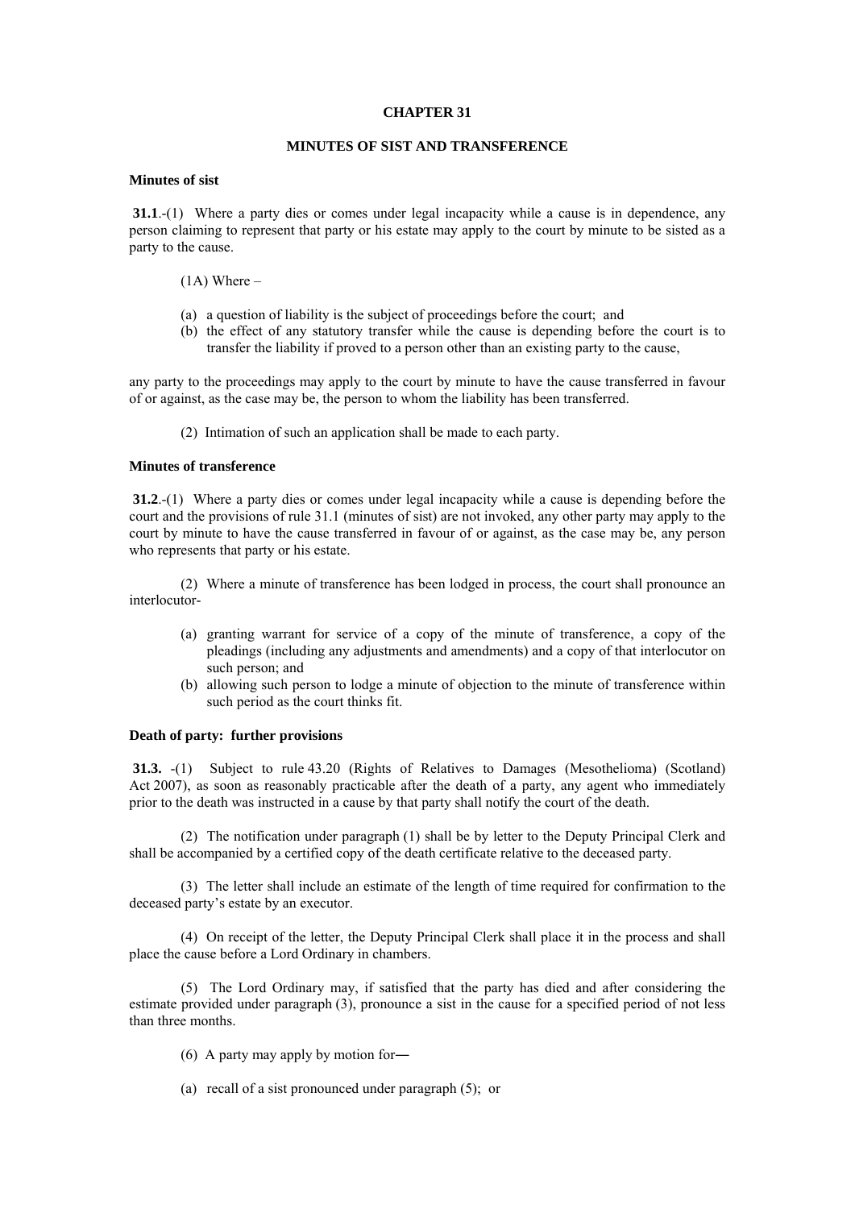# CHAPTER 31

## MINUTES OF SIST AND TRANSFERENCE

### Minutes of sist

**31.1**.-(1) Where a party dies or comes under legal incapacity while a cause is in dependence, any person claiming to represent that party or his estate may apply to the court by minute to be sisted as a party to the cause.

(1A) Where –

(a) a question of liability is the subject of proceedings before the court; and
(b) the effect of any statutory transfer while the cause is depending before the court is to transfer the liability if proved to a person other than an existing party to the cause,

any party to the proceedings may apply to the court by minute to have the cause transferred in favour of or against, as the case may be, the person to whom the liability has been transferred.

(2) Intimation of such an application shall be made to each party.

### Minutes of transference

**31.2**.-(1) Where a party dies or comes under legal incapacity while a cause is depending before the court and the provisions of rule 31.1 (minutes of sist) are not invoked, any other party may apply to the court by minute to have the cause transferred in favour of or against, as the case may be, any person who represents that party or his estate.

(2) Where a minute of transference has been lodged in process, the court shall pronounce an interlocutor-

(a) granting warrant for service of a copy of the minute of transference, a copy of the pleadings (including any adjustments and amendments) and a copy of that interlocutor on such person; and
(b) allowing such person to lodge a minute of objection to the minute of transference within such period as the court thinks fit.

### Death of party: further provisions

**31.3.** -(1) Subject to rule 43.20 (Rights of Relatives to Damages (Mesothelioma) (Scotland) Act 2007), as soon as reasonably practicable after the death of a party, any agent who immediately prior to the death was instructed in a cause by that party shall notify the court of the death.

(2) The notification under paragraph (1) shall be by letter to the Deputy Principal Clerk and shall be accompanied by a certified copy of the death certificate relative to the deceased party.

(3) The letter shall include an estimate of the length of time required for confirmation to the deceased party's estate by an executor.

(4) On receipt of the letter, the Deputy Principal Clerk shall place it in the process and shall place the cause before a Lord Ordinary in chambers.

(5) The Lord Ordinary may, if satisfied that the party has died and after considering the estimate provided under paragraph (3), pronounce a sist in the cause for a specified period of not less than three months.

(6) A party may apply by motion for―

(a) recall of a sist pronounced under paragraph (5); or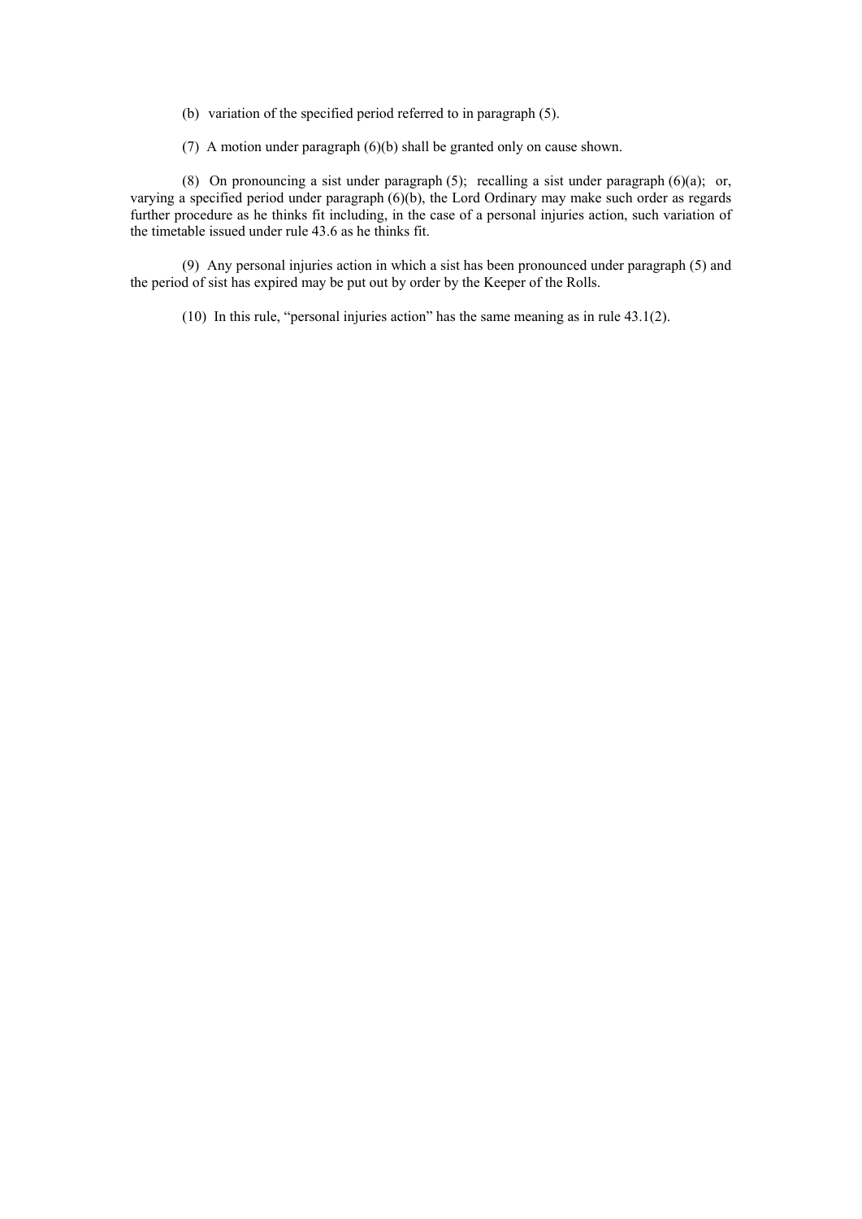(b) variation of the specified period referred to in paragraph (5).

(7) A motion under paragraph (6)(b) shall be granted only on cause shown.

(8) On pronouncing a sist under paragraph (5); recalling a sist under paragraph (6)(a); or, varying a specified period under paragraph (6)(b), the Lord Ordinary may make such order as regards further procedure as he thinks fit including, in the case of a personal injuries action, such variation of the timetable issued under rule 43.6 as he thinks fit.

(9) Any personal injuries action in which a sist has been pronounced under paragraph (5) and the period of sist has expired may be put out by order by the Keeper of the Rolls.

(10) In this rule, "personal injuries action" has the same meaning as in rule 43.1(2).